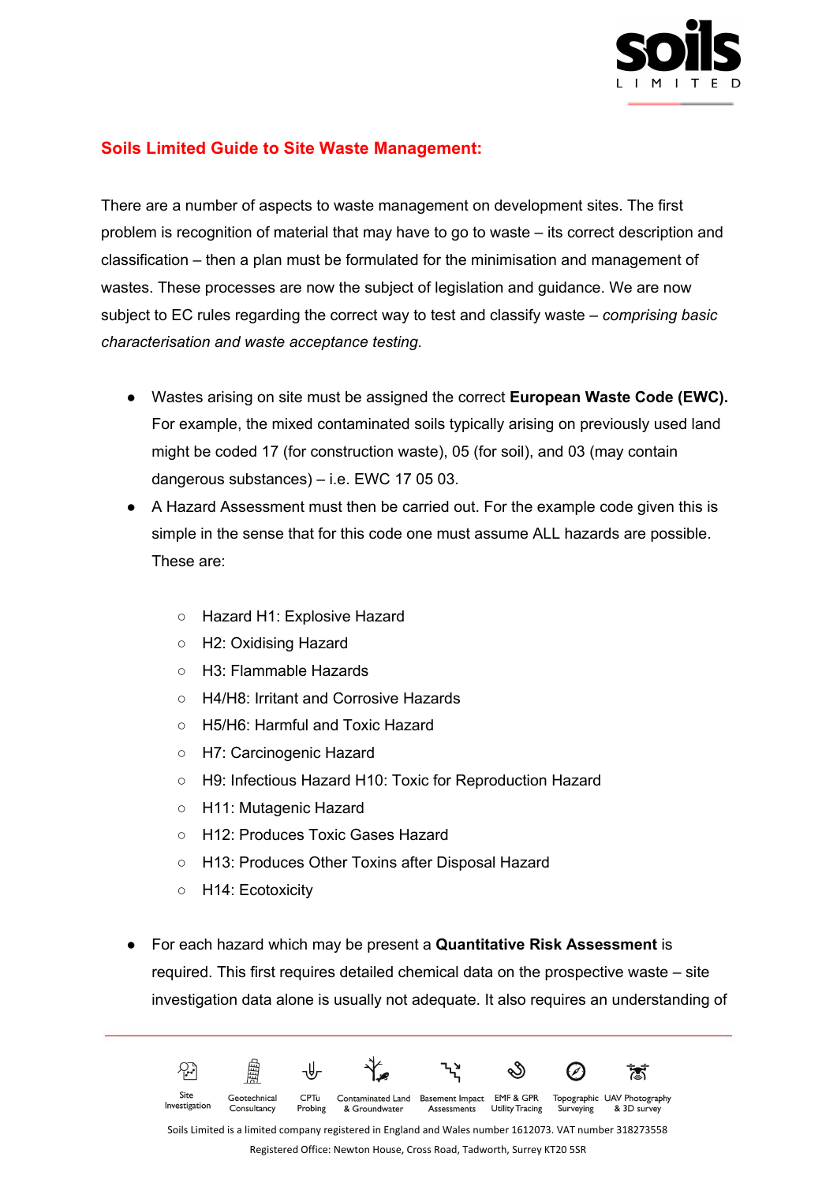## Soils Limited Guide to Site Waste Management:

There are a number of aspects to waste management on development sites. The first problem is recognition of material that may have to go to waste – its correct description and classification – then a plan must be formulated for the minimisation and management of wastes. These processes are now the subject of legislation and guidance. We are now subject to EC rules regarding the correct way to test and classify waste – *comprising basic characterisation and waste acceptance testing.*

- Wastes arising on site must be assigned the correct **European Waste Code (EWC).** For example, the mixed contaminated soils typically arising on previously used land might be coded 17 (for construction waste), 05 (for soil), and 03 (may contain dangerous substances) – i.e. EWC 17 05 03.
- A Hazard Assessment must then be carried out. For the example code given this is simple in the sense that for this code one must assume ALL hazards are possible. These are:
    - Hazard H1: Explosive Hazard
    - H2: Oxidising Hazard
    - H3: Flammable Hazards
    - H4/H8: Irritant and Corrosive Hazards
    - H5/H6: Harmful and Toxic Hazard
    - H7: Carcinogenic Hazard
    - H9: Infectious Hazard H10: Toxic for Reproduction Hazard
    - H11: Mutagenic Hazard
    - H12: Produces Toxic Gases Hazard
    - H13: Produces Other Toxins after Disposal Hazard
    - H14: Ecotoxicity
- For each hazard which may be present a **Quantitative Risk Assessment** is required. This first requires detailed chemical data on the prospective waste – site investigation data alone is usually not adequate. It also requires an understanding of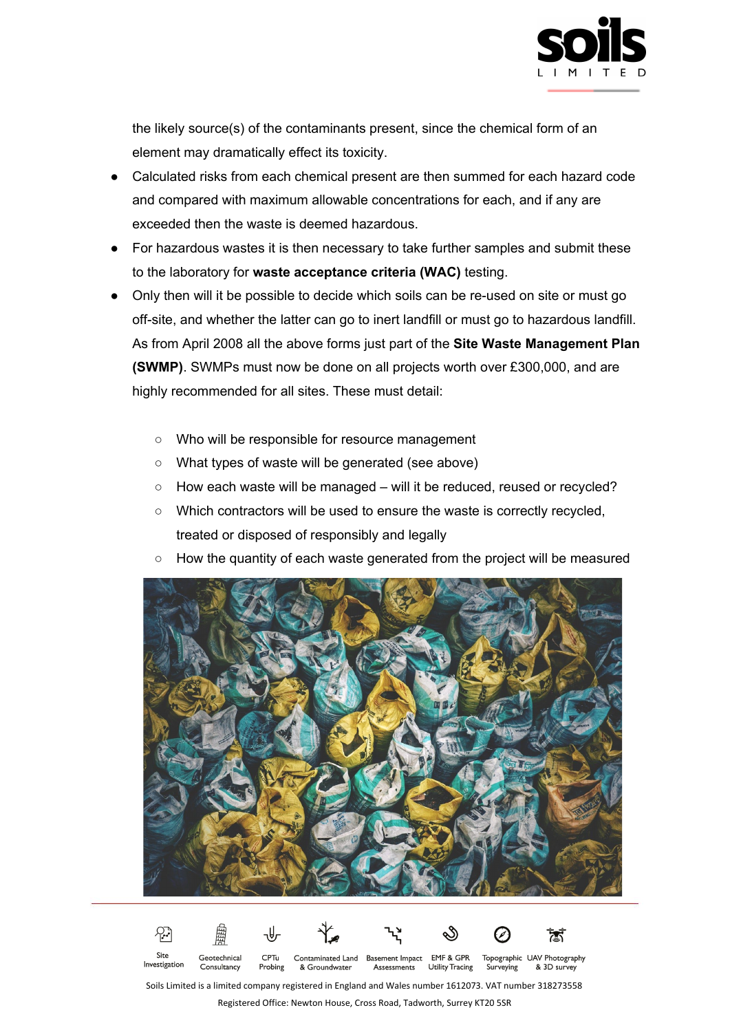the likely source(s) of the contaminants present, since the chemical form of an element may dramatically effect its toxicity.

- Calculated risks from each chemical present are then summed for each hazard code and compared with maximum allowable concentrations for each, and if any are exceeded then the waste is deemed hazardous.
- For hazardous wastes it is then necessary to take further samples and submit these to the laboratory for **waste acceptance criteria (WAC)** testing.
- Only then will it be possible to decide which soils can be re-used on site or must go off-site, and whether the latter can go to inert landfill or must go to hazardous landfill. As from April 2008 all the above forms just part of the **Site Waste Management Plan (SWMP)**. SWMPs must now be done on all projects worth over £300,000, and are highly recommended for all sites. These must detail:
    - Who will be responsible for resource management
    - What types of waste will be generated (see above)
    - How each waste will be managed – will it be reduced, reused or recycled?
    - Which contractors will be used to ensure the waste is correctly recycled, treated or disposed of responsibly and legally
    - How the quantity of each waste generated from the project will be measured